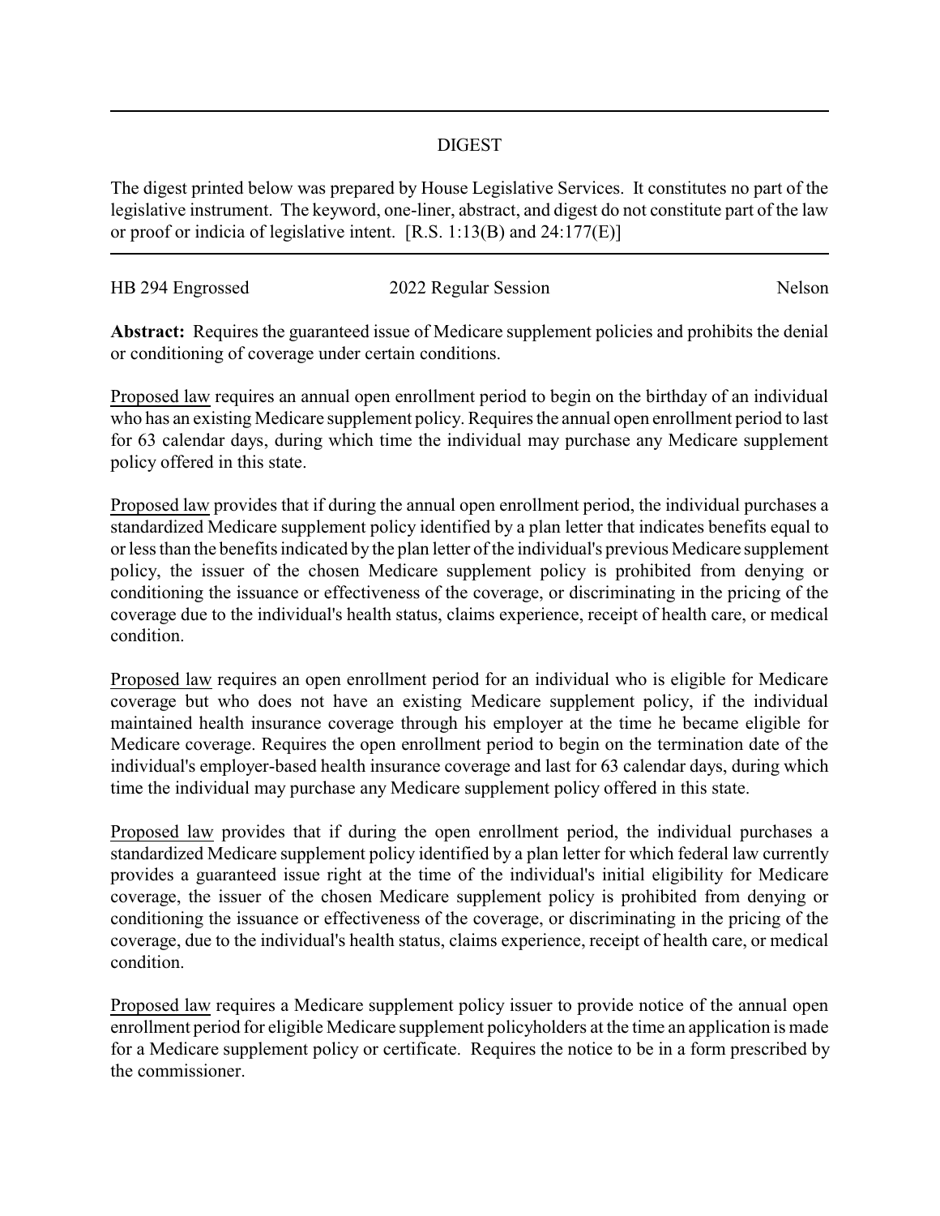## DIGEST

The digest printed below was prepared by House Legislative Services. It constitutes no part of the legislative instrument. The keyword, one-liner, abstract, and digest do not constitute part of the law or proof or indicia of legislative intent. [R.S. 1:13(B) and 24:177(E)]

---

HB 294 Engrossed | 2022 Regular Session | Nelson

**Abstract:** Requires the guaranteed issue of Medicare supplement policies and prohibits the denial or conditioning of coverage under certain conditions.

Proposed law requires an annual open enrollment period to begin on the birthday of an individual who has an existing Medicare supplement policy. Requires the annual open enrollment period to last for 63 calendar days, during which time the individual may purchase any Medicare supplement policy offered in this state.

Proposed law provides that if during the annual open enrollment period, the individual purchases a standardized Medicare supplement policy identified by a plan letter that indicates benefits equal to or less than the benefits indicated by the plan letter of the individual's previous Medicare supplement policy, the issuer of the chosen Medicare supplement policy is prohibited from denying or conditioning the issuance or effectiveness of the coverage, or discriminating in the pricing of the coverage due to the individual's health status, claims experience, receipt of health care, or medical condition.

Proposed law requires an open enrollment period for an individual who is eligible for Medicare coverage but who does not have an existing Medicare supplement policy, if the individual maintained health insurance coverage through his employer at the time he became eligible for Medicare coverage. Requires the open enrollment period to begin on the termination date of the individual's employer-based health insurance coverage and last for 63 calendar days, during which time the individual may purchase any Medicare supplement policy offered in this state.

Proposed law provides that if during the open enrollment period, the individual purchases a standardized Medicare supplement policy identified by a plan letter for which federal law currently provides a guaranteed issue right at the time of the individual's initial eligibility for Medicare coverage, the issuer of the chosen Medicare supplement policy is prohibited from denying or conditioning the issuance or effectiveness of the coverage, or discriminating in the pricing of the coverage, due to the individual's health status, claims experience, receipt of health care, or medical condition.

Proposed law requires a Medicare supplement policy issuer to provide notice of the annual open enrollment period for eligible Medicare supplement policyholders at the time an application is made for a Medicare supplement policy or certificate. Requires the notice to be in a form prescribed by the commissioner.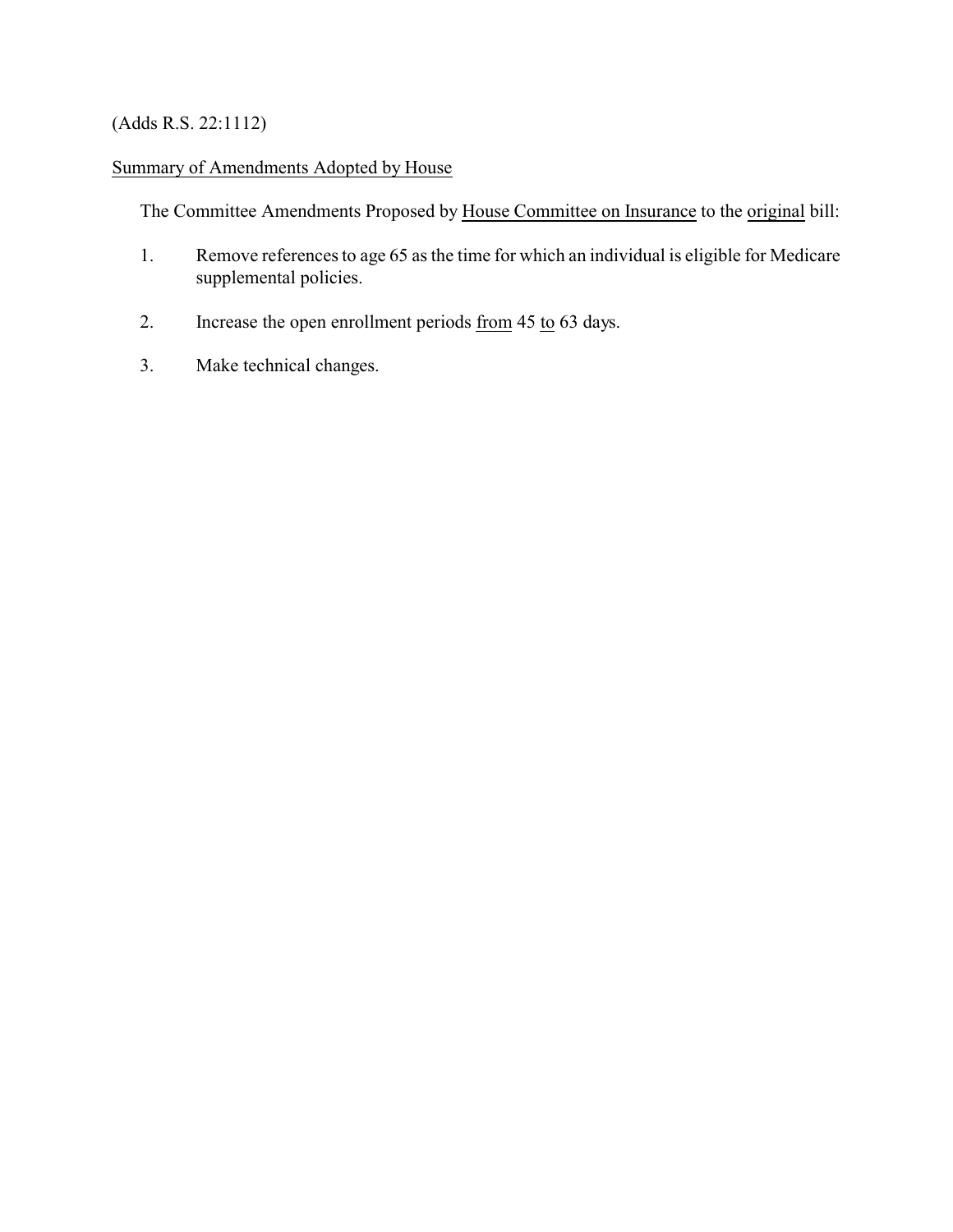(Adds R.S. 22:1112)

<u>Summary of Amendments Adopted by House</u>

The Committee Amendments Proposed by <u>House Committee on Insurance</u> to the <u>original</u> bill:

1. Remove references to age 65 as the time for which an individual is eligible for Medicare supplemental policies.

2. Increase the open enrollment periods <u>from</u> 45 <u>to</u> 63 days.

3. Make technical changes.